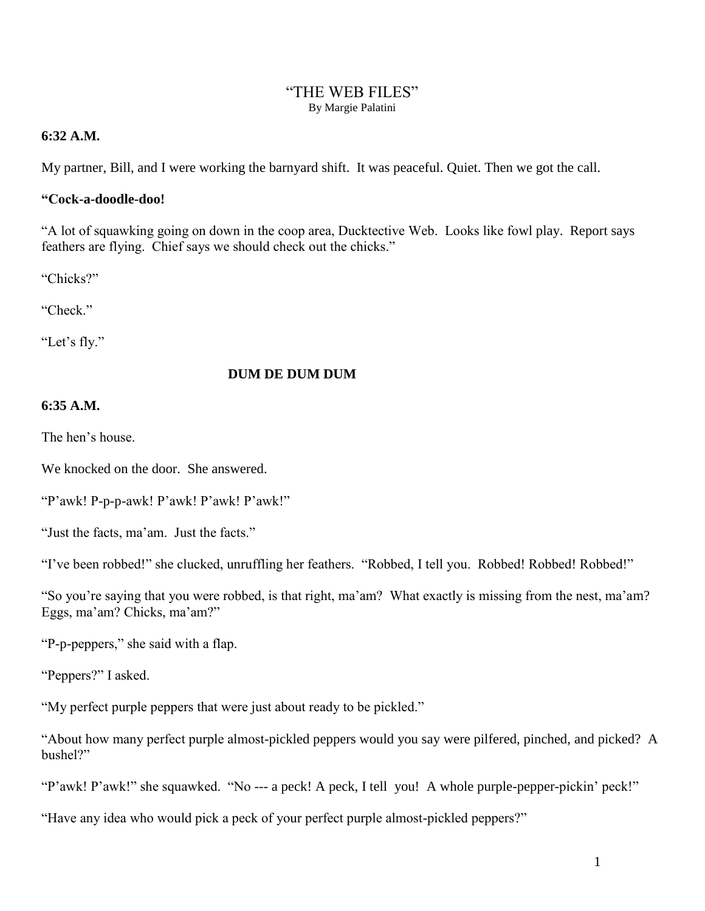# "THE WEB FILES"

By Margie Palatini

**6:32 A.M.**

My partner, Bill, and I were working the barnyard shift. It was peaceful. Quiet. Then we got the call.

**"Cock-a-doodle-doo!**

"A lot of squawking going on down in the coop area, Ducktective Web. Looks like fowl play. Report says feathers are flying. Chief says we should check out the chicks."

"Chicks?"

"Check."

"Let's fly."

**DUM DE DUM DUM**

**6:35 A.M.**

The hen's house.

We knocked on the door. She answered.

"P'awk! P-p-p-awk! P'awk! P'awk! P'awk!"

"Just the facts, ma'am. Just the facts."

"I've been robbed!" she clucked, unruffling her feathers. "Robbed, I tell you. Robbed! Robbed! Robbed!"

"So you're saying that you were robbed, is that right, ma'am? What exactly is missing from the nest, ma'am? Eggs, ma'am? Chicks, ma'am?"

"P-p-peppers," she said with a flap.

"Peppers?" I asked.

"My perfect purple peppers that were just about ready to be pickled."

"About how many perfect purple almost-pickled peppers would you say were pilfered, pinched, and picked? A bushel?"

"P'awk! P'awk!" she squawked. "No --- a peck! A peck, I tell you! A whole purple-pepper-pickin' peck!"

"Have any idea who would pick a peck of your perfect purple almost-pickled peppers?"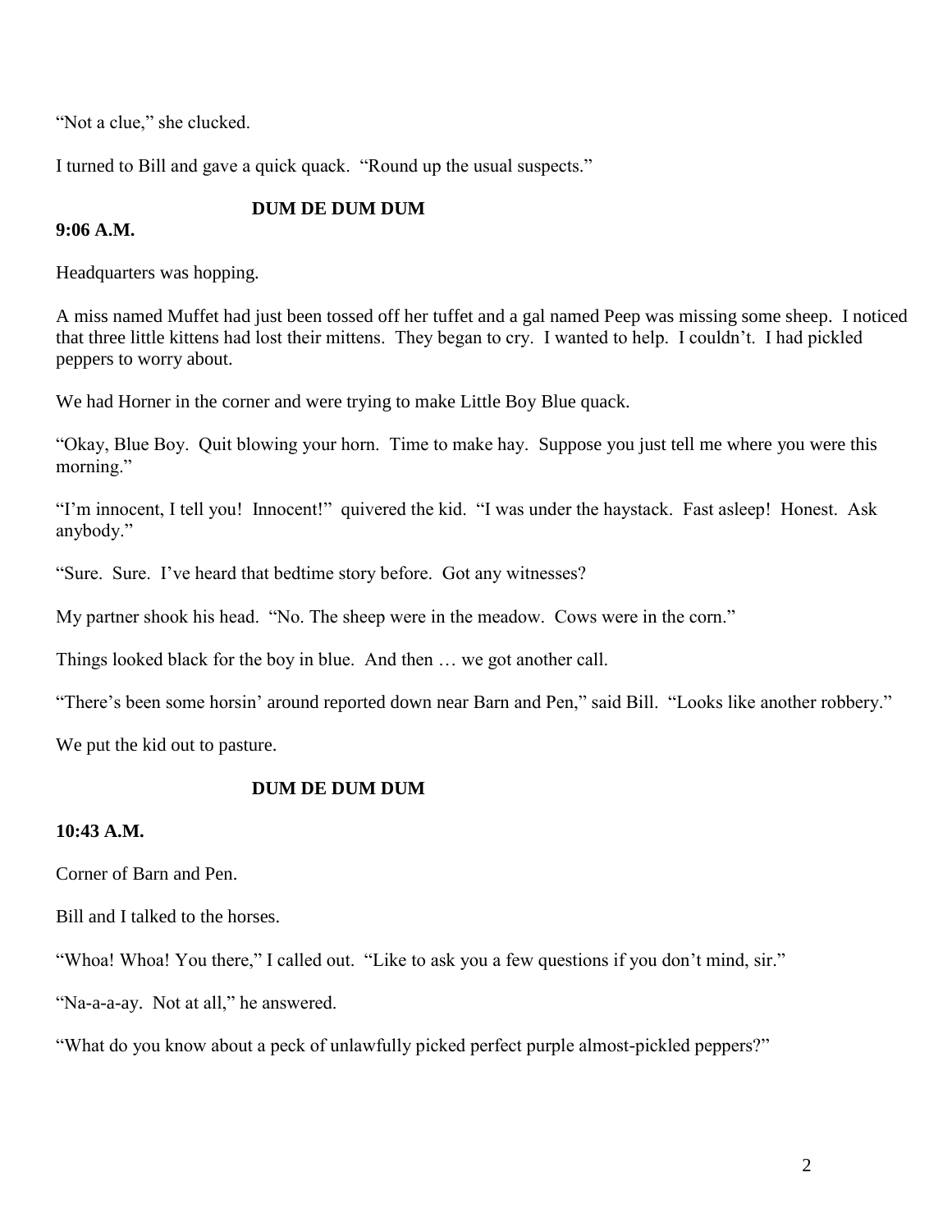"Not a clue," she clucked.

I turned to Bill and gave a quick quack. "Round up the usual suspects."

**DUM DE DUM DUM**

**9:06 A.M.**

Headquarters was hopping.

A miss named Muffet had just been tossed off her tuffet and a gal named Peep was missing some sheep. I noticed that three little kittens had lost their mittens. They began to cry. I wanted to help. I couldn't. I had pickled peppers to worry about.

We had Horner in the corner and were trying to make Little Boy Blue quack.

"Okay, Blue Boy. Quit blowing your horn. Time to make hay. Suppose you just tell me where you were this morning."

"I'm innocent, I tell you! Innocent!" quivered the kid. "I was under the haystack. Fast asleep! Honest. Ask anybody."

"Sure. Sure. I've heard that bedtime story before. Got any witnesses?

My partner shook his head. "No. The sheep were in the meadow. Cows were in the corn."

Things looked black for the boy in blue. And then … we got another call.

"There's been some horsin' around reported down near Barn and Pen," said Bill. "Looks like another robbery."

We put the kid out to pasture.

**DUM DE DUM DUM**

**10:43 A.M.**

Corner of Barn and Pen.

Bill and I talked to the horses.

"Whoa! Whoa! You there," I called out. "Like to ask you a few questions if you don't mind, sir."

"Na-a-a-ay. Not at all," he answered.

"What do you know about a peck of unlawfully picked perfect purple almost-pickled peppers?"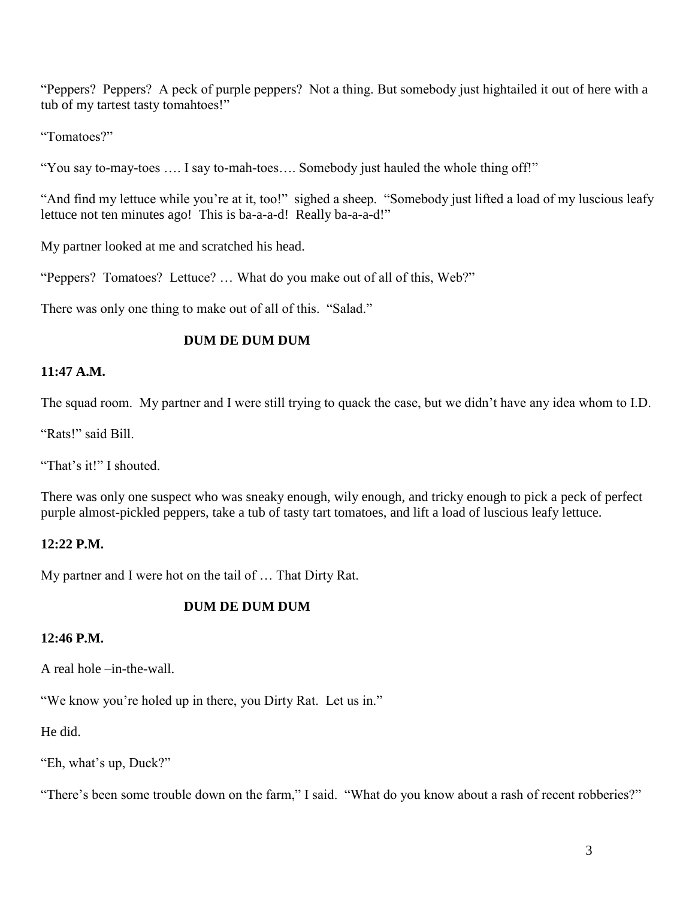"Peppers? Peppers? A peck of purple peppers? Not a thing. But somebody just hightailed it out of here with a tub of my tartest tasty tomahtoes!"

"Tomatoes?"

"You say to-may-toes …. I say to-mah-toes…. Somebody just hauled the whole thing off!"

"And find my lettuce while you're at it, too!" sighed a sheep. "Somebody just lifted a load of my luscious leafy lettuce not ten minutes ago! This is ba-a-a-d! Really ba-a-a-d!"

My partner looked at me and scratched his head.

"Peppers? Tomatoes? Lettuce? … What do you make out of all of this, Web?"

There was only one thing to make out of all of this. "Salad."

**DUM DE DUM DUM**

**11:47 A.M.**

The squad room. My partner and I were still trying to quack the case, but we didn't have any idea whom to I.D.

"Rats!" said Bill.

"That's it!" I shouted.

There was only one suspect who was sneaky enough, wily enough, and tricky enough to pick a peck of perfect purple almost-pickled peppers, take a tub of tasty tart tomatoes, and lift a load of luscious leafy lettuce.

**12:22 P.M.**

My partner and I were hot on the tail of … That Dirty Rat.

**DUM DE DUM DUM**

**12:46 P.M.**

A real hole –in-the-wall.

"We know you're holed up in there, you Dirty Rat. Let us in."

He did.

"Eh, what's up, Duck?"

"There's been some trouble down on the farm," I said. "What do you know about a rash of recent robberies?"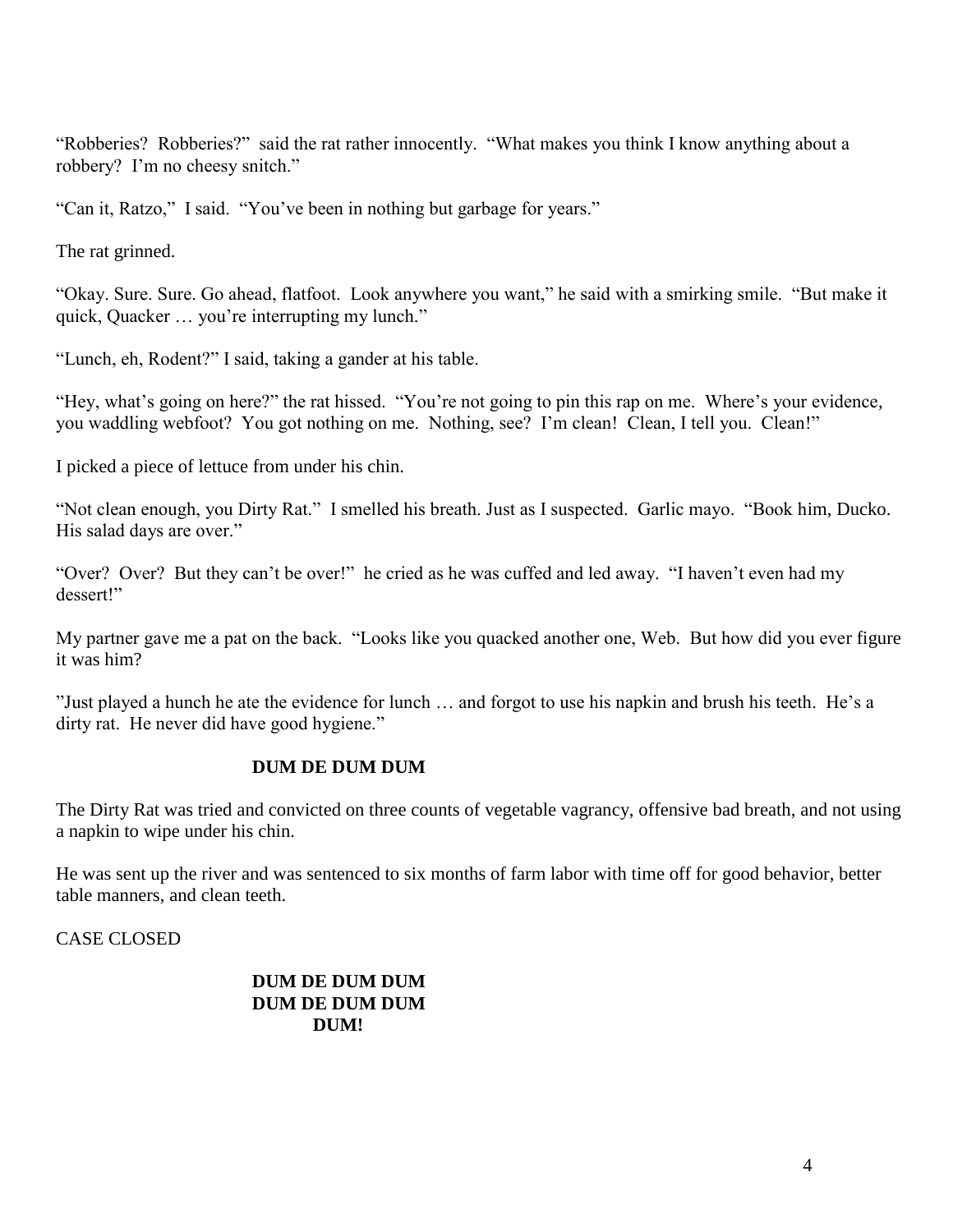"Robberies? Robberies?" said the rat rather innocently. "What makes you think I know anything about a robbery? I'm no cheesy snitch."

"Can it, Ratzo," I said. "You've been in nothing but garbage for years."

The rat grinned.

"Okay. Sure. Sure. Go ahead, flatfoot. Look anywhere you want," he said with a smirking smile. "But make it quick, Quacker … you're interrupting my lunch."

"Lunch, eh, Rodent?" I said, taking a gander at his table.

"Hey, what's going on here?" the rat hissed. "You're not going to pin this rap on me. Where's your evidence, you waddling webfoot? You got nothing on me. Nothing, see? I'm clean! Clean, I tell you. Clean!"

I picked a piece of lettuce from under his chin.

"Not clean enough, you Dirty Rat." I smelled his breath. Just as I suspected. Garlic mayo. "Book him, Ducko. His salad days are over."

"Over? Over? But they can't be over!" he cried as he was cuffed and led away. "I haven't even had my dessert!"

My partner gave me a pat on the back. "Looks like you quacked another one, Web. But how did you ever figure it was him?

"Just played a hunch he ate the evidence for lunch … and forgot to use his napkin and brush his teeth. He's a dirty rat. He never did have good hygiene."

**DUM DE DUM DUM**

The Dirty Rat was tried and convicted on three counts of vegetable vagrancy, offensive bad breath, and not using a napkin to wipe under his chin.

He was sent up the river and was sentenced to six months of farm labor with time off for good behavior, better table manners, and clean teeth.

CASE CLOSED

**DUM DE DUM DUM**
**DUM DE DUM DUM**
**DUM!**